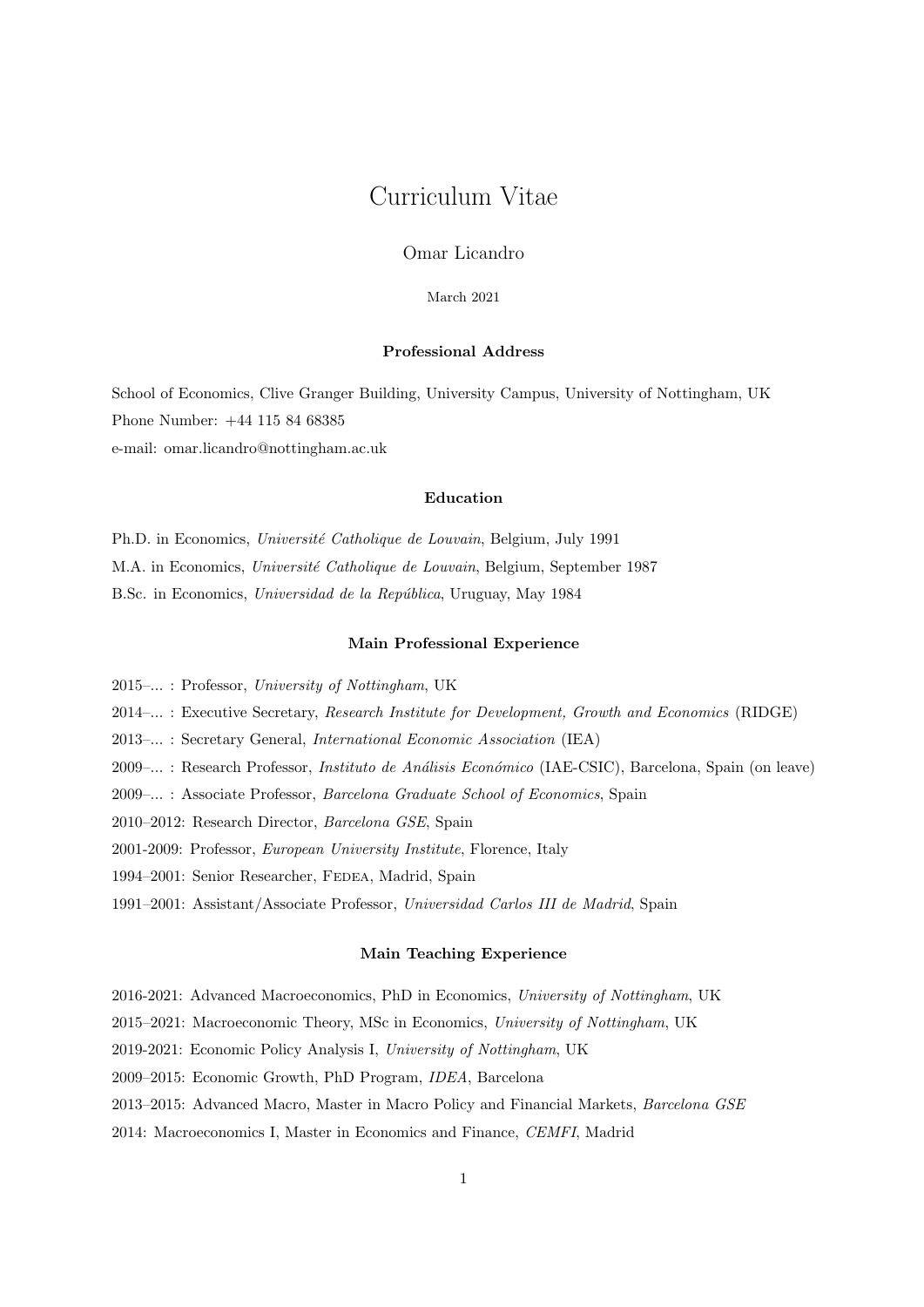# Curriculum Vitae

Omar Licandro

March 2021

## Professional Address

School of Economics, Clive Granger Building, University Campus, University of Nottingham, UK

Phone Number: +44 115 84 68385

e-mail: omar.licandro@nottingham.ac.uk

## Education

Ph.D. in Economics, *Université Catholique de Louvain*, Belgium, July 1991

M.A. in Economics, *Université Catholique de Louvain*, Belgium, September 1987

B.Sc. in Economics, *Universidad de la República*, Uruguay, May 1984

## Main Professional Experience

2015–... : Professor, *University of Nottingham*, UK

2014–... : Executive Secretary, *Research Institute for Development, Growth and Economics* (RIDGE)

2013–... : Secretary General, *International Economic Association* (IEA)

2009–... : Research Professor, *Instituto de Análisis Económico* (IAE-CSIC), Barcelona, Spain (on leave)

2009–... : Associate Professor, *Barcelona Graduate School of Economics*, Spain

2010–2012: Research Director, *Barcelona GSE*, Spain

2001-2009: Professor, *European University Institute*, Florence, Italy

1994–2001: Senior Researcher, Fedea, Madrid, Spain

1991–2001: Assistant/Associate Professor, *Universidad Carlos III de Madrid*, Spain

## Main Teaching Experience

2016-2021: Advanced Macroeconomics, PhD in Economics, *University of Nottingham*, UK

2015–2021: Macroeconomic Theory, MSc in Economics, *University of Nottingham*, UK

2019-2021: Economic Policy Analysis I, *University of Nottingham*, UK

2009–2015: Economic Growth, PhD Program, *IDEA*, Barcelona

2013–2015: Advanced Macro, Master in Macro Policy and Financial Markets, *Barcelona GSE*

2014: Macroeconomics I, Master in Economics and Finance, *CEMFI*, Madrid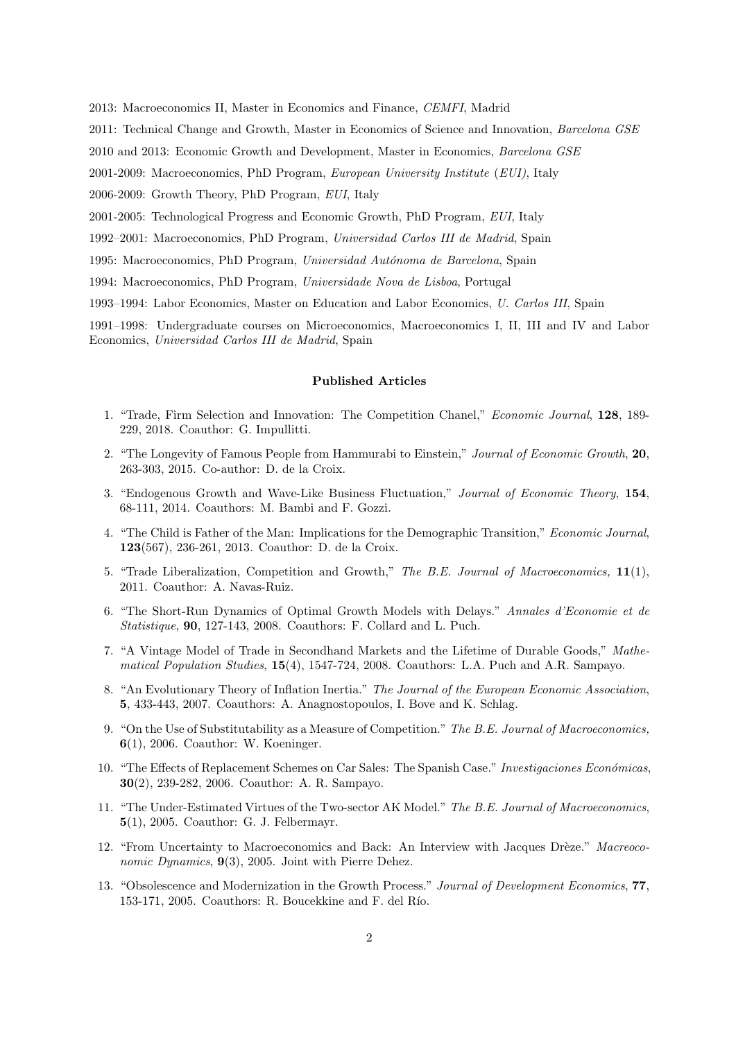2013: Macroeconomics II, Master in Economics and Finance, *CEMFI*, Madrid

2011: Technical Change and Growth, Master in Economics of Science and Innovation, *Barcelona GSE*

2010 and 2013: Economic Growth and Development, Master in Economics, *Barcelona GSE*

2001-2009: Macroeconomics, PhD Program, *European University Institute (EUI)*, Italy

2006-2009: Growth Theory, PhD Program, *EUI*, Italy

2001-2005: Technological Progress and Economic Growth, PhD Program, *EUI*, Italy

1992–2001: Macroeconomics, PhD Program, *Universidad Carlos III de Madrid*, Spain

1995: Macroeconomics, PhD Program, *Universidad Autónoma de Barcelona*, Spain

1994: Macroeconomics, PhD Program, *Universidade Nova de Lisboa*, Portugal

1993–1994: Labor Economics, Master on Education and Labor Economics, *U. Carlos III*, Spain

1991–1998: Undergraduate courses on Microeconomics, Macroeconomics I, II, III and IV and Labor Economics, *Universidad Carlos III de Madrid*, Spain

### Published Articles

1. "Trade, Firm Selection and Innovation: The Competition Chanel," *Economic Journal*, **128**, 189-229, 2018. Coauthor: G. Impullitti.
2. "The Longevity of Famous People from Hammurabi to Einstein," *Journal of Economic Growth*, **20**, 263-303, 2015. Co-author: D. de la Croix.
3. "Endogenous Growth and Wave-Like Business Fluctuation," *Journal of Economic Theory*, **154**, 68-111, 2014. Coauthors: M. Bambi and F. Gozzi.
4. "The Child is Father of the Man: Implications for the Demographic Transition," *Economic Journal*, **123**(567), 236-261, 2013. Coauthor: D. de la Croix.
5. "Trade Liberalization, Competition and Growth," *The B.E. Journal of Macroeconomics,* **11**(1), 2011. Coauthor: A. Navas-Ruiz.
6. "The Short-Run Dynamics of Optimal Growth Models with Delays." *Annales d'Economie et de Statistique*, **90**, 127-143, 2008. Coauthors: F. Collard and L. Puch.
7. "A Vintage Model of Trade in Secondhand Markets and the Lifetime of Durable Goods," *Mathematical Population Studies*, **15**(4), 1547-724, 2008. Coauthors: L.A. Puch and A.R. Sampayo.
8. "An Evolutionary Theory of Inflation Inertia." *The Journal of the European Economic Association*, **5**, 433-443, 2007. Coauthors: A. Anagnostopoulos, I. Bove and K. Schlag.
9. "On the Use of Substitutability as a Measure of Competition." *The B.E. Journal of Macroeconomics,* **6**(1), 2006. Coauthor: W. Koeninger.
10. "The Effects of Replacement Schemes on Car Sales: The Spanish Case." *Investigaciones Económicas*, **30**(2), 239-282, 2006. Coauthor: A. R. Sampayo.
11. "The Under-Estimated Virtues of the Two-sector AK Model." *The B.E. Journal of Macroeconomics*, **5**(1), 2005. Coauthor: G. J. Felbermayr.
12. "From Uncertainty to Macroeconomics and Back: An Interview with Jacques Drèze." *Macreoconomic Dynamics*, **9**(3), 2005. Joint with Pierre Dehez.
13. "Obsolescence and Modernization in the Growth Process." *Journal of Development Economics*, **77**, 153-171, 2005. Coauthors: R. Boucekkine and F. del Río.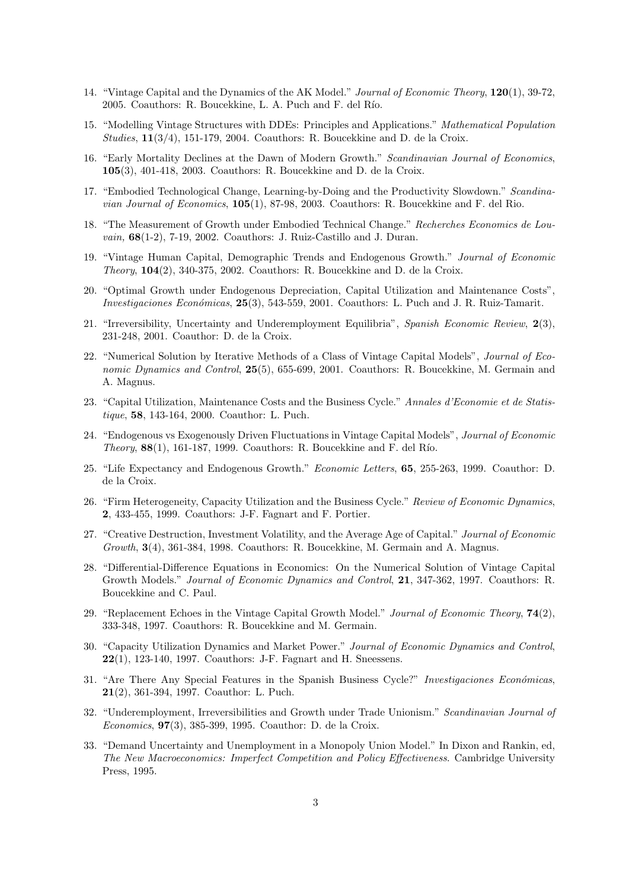14. "Vintage Capital and the Dynamics of the AK Model." *Journal of Economic Theory*, **120**(1), 39-72, 2005. Coauthors: R. Boucekkine, L. A. Puch and F. del Río.

15. "Modelling Vintage Structures with DDEs: Principles and Applications." *Mathematical Population Studies*, **11**(3/4), 151-179, 2004. Coauthors: R. Boucekkine and D. de la Croix.

16. "Early Mortality Declines at the Dawn of Modern Growth." *Scandinavian Journal of Economics*, **105**(3), 401-418, 2003. Coauthors: R. Boucekkine and D. de la Croix.

17. "Embodied Technological Change, Learning-by-Doing and the Productivity Slowdown." *Scandinavian Journal of Economics*, **105**(1), 87-98, 2003. Coauthors: R. Boucekkine and F. del Rio.

18. "The Measurement of Growth under Embodied Technical Change." *Recherches Economics de Louvain,* **68**(1-2), 7-19, 2002. Coauthors: J. Ruiz-Castillo and J. Duran.

19. "Vintage Human Capital, Demographic Trends and Endogenous Growth." *Journal of Economic Theory*, **104**(2), 340-375, 2002. Coauthors: R. Boucekkine and D. de la Croix.

20. "Optimal Growth under Endogenous Depreciation, Capital Utilization and Maintenance Costs", *Investigaciones Económicas*, **25**(3), 543-559, 2001. Coauthors: L. Puch and J. R. Ruiz-Tamarit.

21. "Irreversibility, Uncertainty and Underemployment Equilibria", *Spanish Economic Review*, **2**(3), 231-248, 2001. Coauthor: D. de la Croix.

22. "Numerical Solution by Iterative Methods of a Class of Vintage Capital Models", *Journal of Economic Dynamics and Control*, **25**(5), 655-699, 2001. Coauthors: R. Boucekkine, M. Germain and A. Magnus.

23. "Capital Utilization, Maintenance Costs and the Business Cycle." *Annales d'Economie et de Statistique*, **58**, 143-164, 2000. Coauthor: L. Puch.

24. "Endogenous vs Exogenously Driven Fluctuations in Vintage Capital Models", *Journal of Economic Theory*, **88**(1), 161-187, 1999. Coauthors: R. Boucekkine and F. del Río.

25. "Life Expectancy and Endogenous Growth." *Economic Letters*, **65**, 255-263, 1999. Coauthor: D. de la Croix.

26. "Firm Heterogeneity, Capacity Utilization and the Business Cycle." *Review of Economic Dynamics*, **2**, 433-455, 1999. Coauthors: J-F. Fagnart and F. Portier.

27. "Creative Destruction, Investment Volatility, and the Average Age of Capital." *Journal of Economic Growth*, **3**(4), 361-384, 1998. Coauthors: R. Boucekkine, M. Germain and A. Magnus.

28. "Differential-Difference Equations in Economics: On the Numerical Solution of Vintage Capital Growth Models." *Journal of Economic Dynamics and Control*, **21**, 347-362, 1997. Coauthors: R. Boucekkine and C. Paul.

29. "Replacement Echoes in the Vintage Capital Growth Model." *Journal of Economic Theory*, **74**(2), 333-348, 1997. Coauthors: R. Boucekkine and M. Germain.

30. "Capacity Utilization Dynamics and Market Power." *Journal of Economic Dynamics and Control*, **22**(1), 123-140, 1997. Coauthors: J-F. Fagnart and H. Sneessens.

31. "Are There Any Special Features in the Spanish Business Cycle?" *Investigaciones Económicas*, **21**(2), 361-394, 1997. Coauthor: L. Puch.

32. "Underemployment, Irreversibilities and Growth under Trade Unionism." *Scandinavian Journal of Economics*, **97**(3), 385-399, 1995. Coauthor: D. de la Croix.

33. "Demand Uncertainty and Unemployment in a Monopoly Union Model." In Dixon and Rankin, ed, *The New Macroeconomics: Imperfect Competition and Policy Effectiveness*. Cambridge University Press, 1995.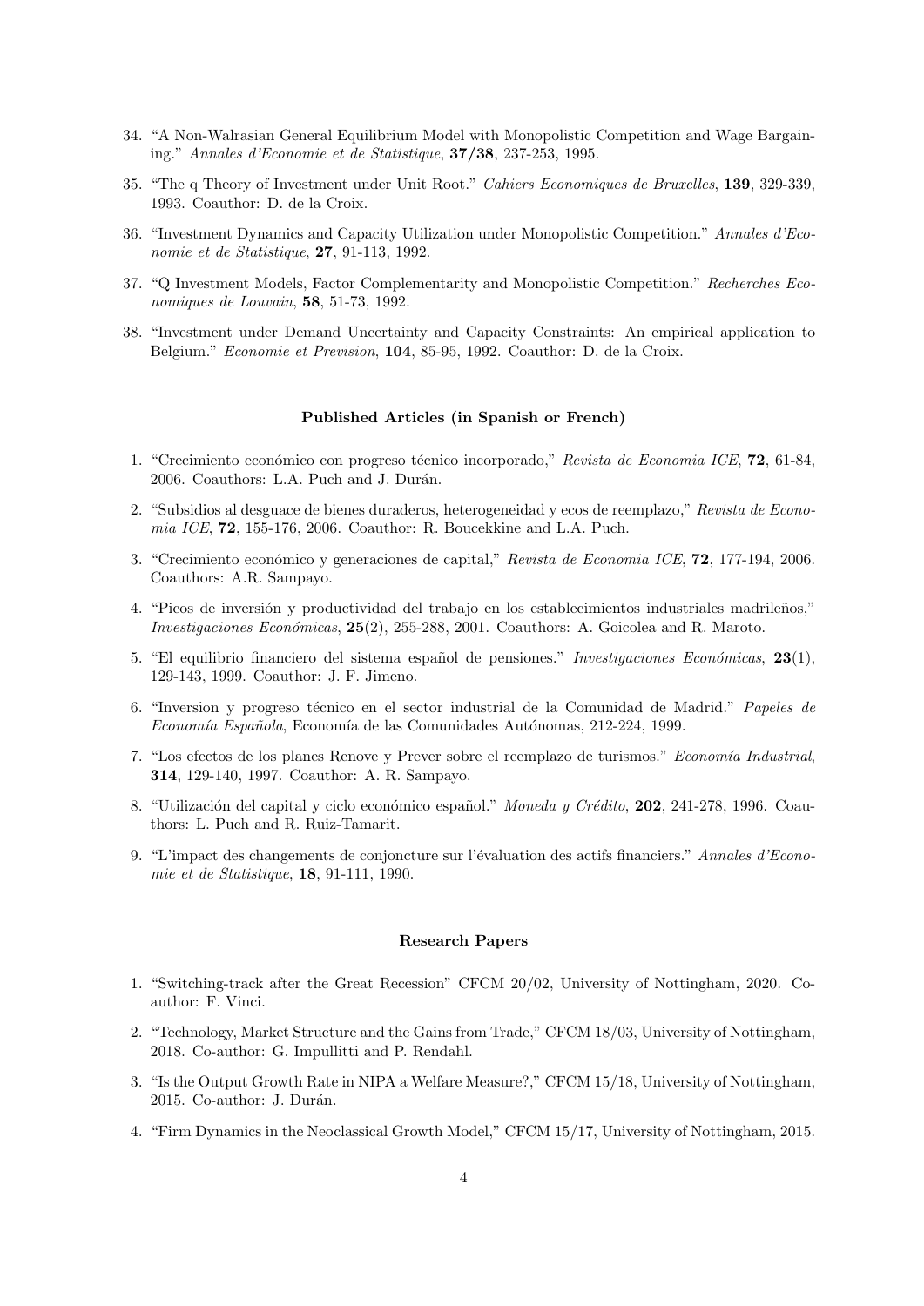34. "A Non-Walrasian General Equilibrium Model with Monopolistic Competition and Wage Bargaining." *Annales d'Economie et de Statistique*, **37/38**, 237-253, 1995.

35. "The q Theory of Investment under Unit Root." *Cahiers Economiques de Bruxelles*, **139**, 329-339, 1993. Coauthor: D. de la Croix.

36. "Investment Dynamics and Capacity Utilization under Monopolistic Competition." *Annales d'Economie et de Statistique*, **27**, 91-113, 1992.

37. "Q Investment Models, Factor Complementarity and Monopolistic Competition." *Recherches Economiques de Louvain*, **58**, 51-73, 1992.

38. "Investment under Demand Uncertainty and Capacity Constraints: An empirical application to Belgium." *Economie et Prevision*, **104**, 85-95, 1992. Coauthor: D. de la Croix.

### Published Articles (in Spanish or French)

1. "Crecimiento económico con progreso técnico incorporado," *Revista de Economia ICE*, **72**, 61-84, 2006. Coauthors: L.A. Puch and J. Durán.

2. "Subsidios al desguace de bienes duraderos, heterogeneidad y ecos de reemplazo," *Revista de Economia ICE*, **72**, 155-176, 2006. Coauthor: R. Boucekkine and L.A. Puch.

3. "Crecimiento económico y generaciones de capital," *Revista de Economia ICE*, **72**, 177-194, 2006. Coauthors: A.R. Sampayo.

4. "Picos de inversión y productividad del trabajo en los establecimientos industriales madrileños," *Investigaciones Económicas*, **25**(2), 255-288, 2001. Coauthors: A. Goicolea and R. Maroto.

5. "El equilibrio financiero del sistema español de pensiones." *Investigaciones Económicas*, **23**(1), 129-143, 1999. Coauthor: J. F. Jimeno.

6. "Inversion y progreso técnico en el sector industrial de la Comunidad de Madrid." *Papeles de Economía Española*, Economía de las Comunidades Autónomas, 212-224, 1999.

7. "Los efectos de los planes Renove y Prever sobre el reemplazo de turismos." *Economía Industrial*, **314**, 129-140, 1997. Coauthor: A. R. Sampayo.

8. "Utilización del capital y ciclo económico español." *Moneda y Crédito*, **202**, 241-278, 1996. Coauthors: L. Puch and R. Ruiz-Tamarit.

9. "L'impact des changements de conjoncture sur l'évaluation des actifs financiers." *Annales d'Economie et de Statistique*, **18**, 91-111, 1990.

### Research Papers

1. "Switching-track after the Great Recession" CFCM 20/02, University of Nottingham, 2020. Coauthor: F. Vinci.

2. "Technology, Market Structure and the Gains from Trade," CFCM 18/03, University of Nottingham, 2018. Co-author: G. Impullitti and P. Rendahl.

3. "Is the Output Growth Rate in NIPA a Welfare Measure?," CFCM 15/18, University of Nottingham, 2015. Co-author: J. Durán.

4. "Firm Dynamics in the Neoclassical Growth Model," CFCM 15/17, University of Nottingham, 2015.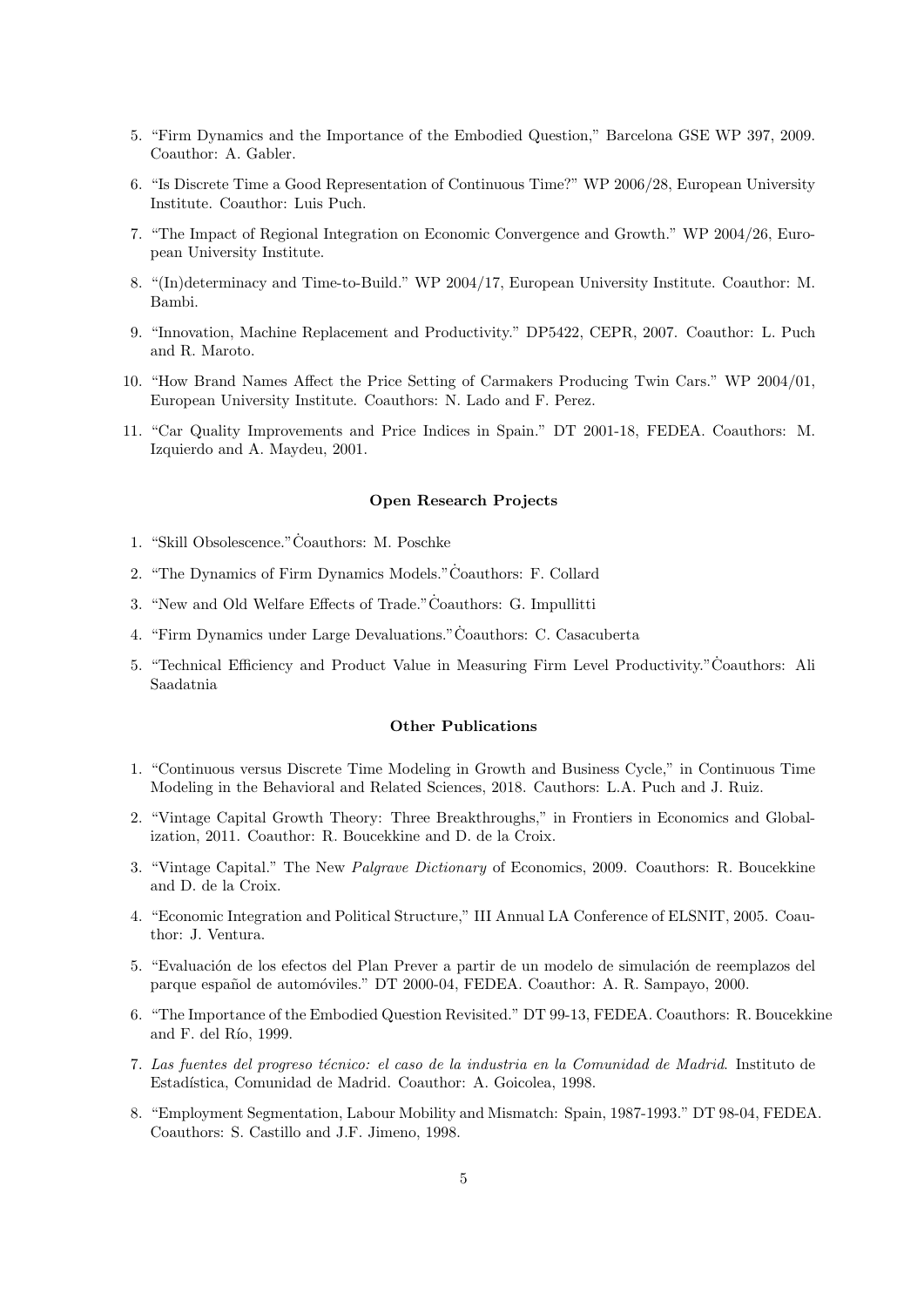5. "Firm Dynamics and the Importance of the Embodied Question," Barcelona GSE WP 397, 2009. Coauthor: A. Gabler.
6. "Is Discrete Time a Good Representation of Continuous Time?" WP 2006/28, European University Institute. Coauthor: Luis Puch.
7. "The Impact of Regional Integration on Economic Convergence and Growth." WP 2004/26, European University Institute.
8. "(In)determinacy and Time-to-Build." WP 2004/17, European University Institute. Coauthor: M. Bambi.
9. "Innovation, Machine Replacement and Productivity." DP5422, CEPR, 2007. Coauthor: L. Puch and R. Maroto.
10. "How Brand Names Affect the Price Setting of Carmakers Producing Twin Cars." WP 2004/01, European University Institute. Coauthors: N. Lado and F. Perez.
11. "Car Quality Improvements and Price Indices in Spain." DT 2001-18, FEDEA. Coauthors: M. Izquierdo and A. Maydeu, 2001.

**Open Research Projects**

1. "Skill Obsolescence." Ċoauthors: M. Poschke
2. "The Dynamics of Firm Dynamics Models." Ċoauthors: F. Collard
3. "New and Old Welfare Effects of Trade." Ċoauthors: G. Impullitti
4. "Firm Dynamics under Large Devaluations." Ċoauthors: C. Casacuberta
5. "Technical Efficiency and Product Value in Measuring Firm Level Productivity." Ċoauthors: Ali Saadatnia

**Other Publications**

1. "Continuous versus Discrete Time Modeling in Growth and Business Cycle," in Continuous Time Modeling in the Behavioral and Related Sciences, 2018. Cauthors: L.A. Puch and J. Ruiz.
2. "Vintage Capital Growth Theory: Three Breakthroughs," in Frontiers in Economics and Globalization, 2011. Coauthor: R. Boucekkine and D. de la Croix.
3. "Vintage Capital." The New *Palgrave Dictionary* of Economics, 2009. Coauthors: R. Boucekkine and D. de la Croix.
4. "Economic Integration and Political Structure," III Annual LA Conference of ELSNIT, 2005. Coauthor: J. Ventura.
5. "Evaluación de los efectos del Plan Prever a partir de un modelo de simulación de reemplazos del parque español de automóviles." DT 2000-04, FEDEA. Coauthor: A. R. Sampayo, 2000.
6. "The Importance of the Embodied Question Revisited." DT 99-13, FEDEA. Coauthors: R. Boucekkine and F. del Río, 1999.
7. *Las fuentes del progreso técnico: el caso de la industria en la Comunidad de Madrid*. Instituto de Estadística, Comunidad de Madrid. Coauthor: A. Goicolea, 1998.
8. "Employment Segmentation, Labour Mobility and Mismatch: Spain, 1987-1993." DT 98-04, FEDEA. Coauthors: S. Castillo and J.F. Jimeno, 1998.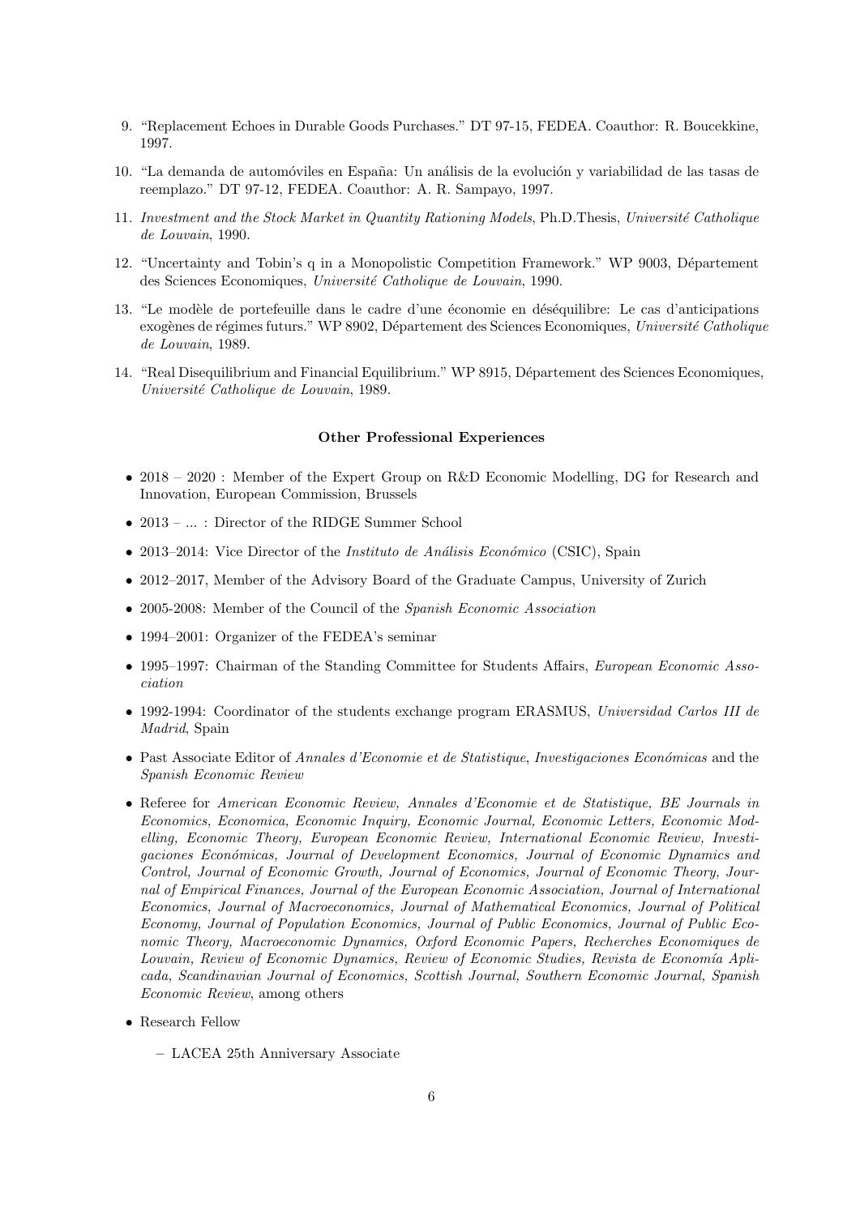9. "Replacement Echoes in Durable Goods Purchases." DT 97-15, FEDEA. Coauthor: R. Boucekkine, 1997.

10. "La demanda de automóviles en España: Un análisis de la evolución y variabilidad de las tasas de reemplazo." DT 97-12, FEDEA. Coauthor: A. R. Sampayo, 1997.

11. *Investment and the Stock Market in Quantity Rationing Models*, Ph.D.Thesis, *Université Catholique de Louvain*, 1990.

12. "Uncertainty and Tobin's q in a Monopolistic Competition Framework." WP 9003, Département des Sciences Economiques, *Université Catholique de Louvain*, 1990.

13. "Le modèle de portefeuille dans le cadre d'une économie en déséquilibre: Le cas d'anticipations exogènes de régimes futurs." WP 8902, Département des Sciences Economiques, *Université Catholique de Louvain*, 1989.

14. "Real Disequilibrium and Financial Equilibrium." WP 8915, Département des Sciences Economiques, *Université Catholique de Louvain*, 1989.

### Other Professional Experiences

- 2018 – 2020 : Member of the Expert Group on R&D Economic Modelling, DG for Research and Innovation, European Commission, Brussels
- 2013 – ... : Director of the RIDGE Summer School
- 2013–2014: Vice Director of the *Instituto de Análisis Económico* (CSIC), Spain
- 2012–2017, Member of the Advisory Board of the Graduate Campus, University of Zurich
- 2005-2008: Member of the Council of the *Spanish Economic Association*
- 1994–2001: Organizer of the FEDEA's seminar
- 1995–1997: Chairman of the Standing Committee for Students Affairs, *European Economic Association*
- 1992-1994: Coordinator of the students exchange program ERASMUS, *Universidad Carlos III de Madrid*, Spain
- Past Associate Editor of *Annales d'Economie et de Statistique*, *Investigaciones Económicas* and the *Spanish Economic Review*
- Referee for *American Economic Review, Annales d'Economie et de Statistique, BE Journals in Economics, Economica, Economic Inquiry, Economic Journal, Economic Letters, Economic Modelling, Economic Theory, European Economic Review, International Economic Review, Investigaciones Económicas, Journal of Development Economics, Journal of Economic Dynamics and Control, Journal of Economic Growth, Journal of Economics, Journal of Economic Theory, Journal of Empirical Finances, Journal of the European Economic Association, Journal of International Economics, Journal of Macroeconomics, Journal of Mathematical Economics, Journal of Political Economy, Journal of Population Economics, Journal of Public Economics, Journal of Public Economic Theory, Macroeconomic Dynamics, Oxford Economic Papers, Recherches Economiques de Louvain, Review of Economic Dynamics, Review of Economic Studies, Revista de Economía Aplicada, Scandinavian Journal of Economics, Scottish Journal, Southern Economic Journal, Spanish Economic Review*, among others
- Research Fellow
  - LACEA 25th Anniversary Associate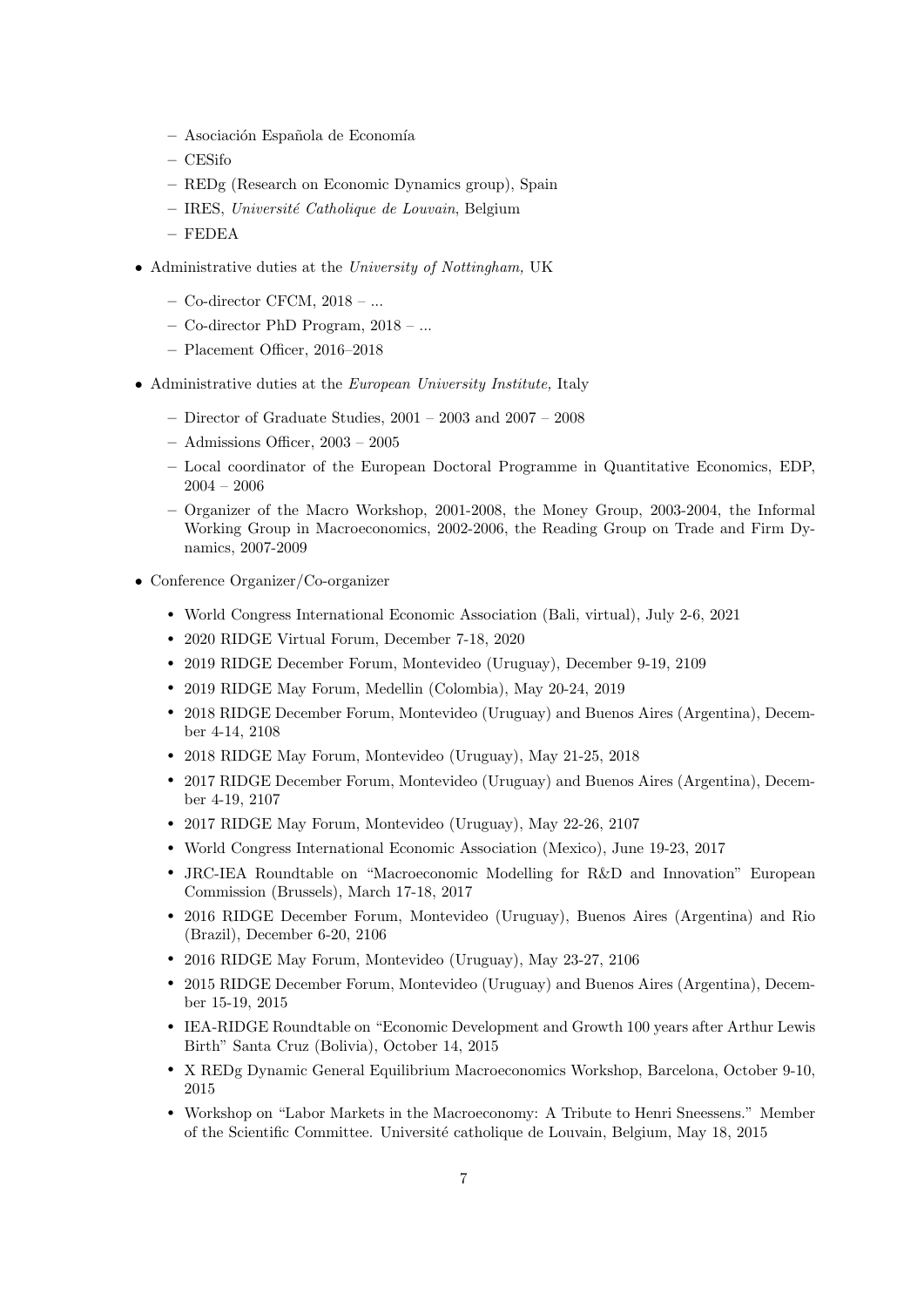- Asociación Española de Economía
  - CESifo
  - REDg (Research on Economic Dynamics group), Spain
  - IRES, *Université Catholique de Louvain*, Belgium
  - FEDEA

- Administrative duties at the *University of Nottingham,* UK
  - Co-director CFCM, 2018 – ...
  - Co-director PhD Program, 2018 – ...
  - Placement Officer, 2016–2018

- Administrative duties at the *European University Institute,* Italy
  - Director of Graduate Studies, 2001 – 2003 and 2007 – 2008
  - Admissions Officer, 2003 – 2005
  - Local coordinator of the European Doctoral Programme in Quantitative Economics, EDP, 2004 – 2006
  - Organizer of the Macro Workshop, 2001-2008, the Money Group, 2003-2004, the Informal Working Group in Macroeconomics, 2002-2006, the Reading Group on Trade and Firm Dynamics, 2007-2009

- Conference Organizer/Co-organizer
  - World Congress International Economic Association (Bali, virtual), July 2-6, 2021
  - 2020 RIDGE Virtual Forum, December 7-18, 2020
  - 2019 RIDGE December Forum, Montevideo (Uruguay), December 9-19, 2109
  - 2019 RIDGE May Forum, Medellin (Colombia), May 20-24, 2019
  - 2018 RIDGE December Forum, Montevideo (Uruguay) and Buenos Aires (Argentina), December 4-14, 2108
  - 2018 RIDGE May Forum, Montevideo (Uruguay), May 21-25, 2018
  - 2017 RIDGE December Forum, Montevideo (Uruguay) and Buenos Aires (Argentina), December 4-19, 2107
  - 2017 RIDGE May Forum, Montevideo (Uruguay), May 22-26, 2107
  - World Congress International Economic Association (Mexico), June 19-23, 2017
  - JRC-IEA Roundtable on "Macroeconomic Modelling for R&D and Innovation" European Commission (Brussels), March 17-18, 2017
  - 2016 RIDGE December Forum, Montevideo (Uruguay), Buenos Aires (Argentina) and Rio (Brazil), December 6-20, 2106
  - 2016 RIDGE May Forum, Montevideo (Uruguay), May 23-27, 2106
  - 2015 RIDGE December Forum, Montevideo (Uruguay) and Buenos Aires (Argentina), December 15-19, 2015
  - IEA-RIDGE Roundtable on "Economic Development and Growth 100 years after Arthur Lewis Birth" Santa Cruz (Bolivia), October 14, 2015
  - X REDg Dynamic General Equilibrium Macroeconomics Workshop, Barcelona, October 9-10, 2015
  - Workshop on "Labor Markets in the Macroeconomy: A Tribute to Henri Sneessens." Member of the Scientific Committee. Université catholique de Louvain, Belgium, May 18, 2015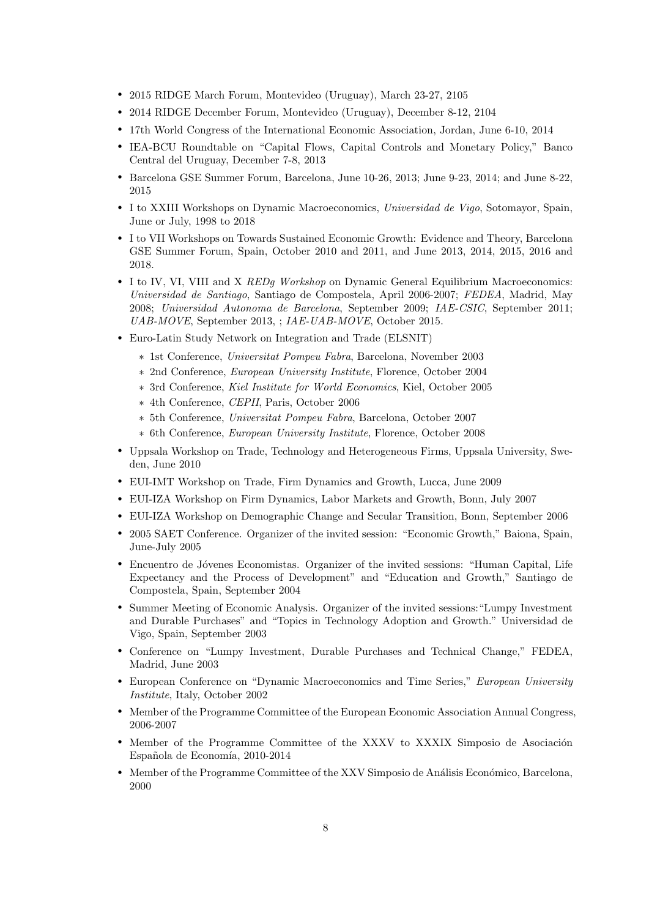- 2015 RIDGE March Forum, Montevideo (Uruguay), March 23-27, 2105
- 2014 RIDGE December Forum, Montevideo (Uruguay), December 8-12, 2104
- 17th World Congress of the International Economic Association, Jordan, June 6-10, 2014
- IEA-BCU Roundtable on "Capital Flows, Capital Controls and Monetary Policy," Banco Central del Uruguay, December 7-8, 2013
- Barcelona GSE Summer Forum, Barcelona, June 10-26, 2013; June 9-23, 2014; and June 8-22, 2015
- I to XXIII Workshops on Dynamic Macroeconomics, *Universidad de Vigo*, Sotomayor, Spain, June or July, 1998 to 2018
- I to VII Workshops on Towards Sustained Economic Growth: Evidence and Theory, Barcelona GSE Summer Forum, Spain, October 2010 and 2011, and June 2013, 2014, 2015, 2016 and 2018.
- I to IV, VI, VIII and X *REDg Workshop* on Dynamic General Equilibrium Macroeconomics: *Universidad de Santiago*, Santiago de Compostela, April 2006-2007; *FEDEA*, Madrid, May 2008; *Universidad Autonoma de Barcelona*, September 2009; *IAE-CSIC*, September 2011; *UAB-MOVE*, September 2013, ; *IAE-UAB-MOVE*, October 2015.
- Euro-Latin Study Network on Integration and Trade (ELSNIT)
  * 1st Conference, *Universitat Pompeu Fabra*, Barcelona, November 2003
  * 2nd Conference, *European University Institute*, Florence, October 2004
  * 3rd Conference, *Kiel Institute for World Economics*, Kiel, October 2005
  * 4th Conference, *CEPII*, Paris, October 2006
  * 5th Conference, *Universitat Pompeu Fabra*, Barcelona, October 2007
  * 6th Conference, *European University Institute*, Florence, October 2008
- Uppsala Workshop on Trade, Technology and Heterogeneous Firms, Uppsala University, Sweden, June 2010
- EUI-IMT Workshop on Trade, Firm Dynamics and Growth, Lucca, June 2009
- EUI-IZA Workshop on Firm Dynamics, Labor Markets and Growth, Bonn, July 2007
- EUI-IZA Workshop on Demographic Change and Secular Transition, Bonn, September 2006
- 2005 SAET Conference. Organizer of the invited session: "Economic Growth," Baiona, Spain, June-July 2005
- Encuentro de Jóvenes Economistas. Organizer of the invited sessions: "Human Capital, Life Expectancy and the Process of Development" and "Education and Growth," Santiago de Compostela, Spain, September 2004
- Summer Meeting of Economic Analysis. Organizer of the invited sessions:"Lumpy Investment and Durable Purchases" and "Topics in Technology Adoption and Growth." Universidad de Vigo, Spain, September 2003
- Conference on "Lumpy Investment, Durable Purchases and Technical Change," FEDEA, Madrid, June 2003
- European Conference on "Dynamic Macroeconomics and Time Series," *European University Institute*, Italy, October 2002
- Member of the Programme Committee of the European Economic Association Annual Congress, 2006-2007
- Member of the Programme Committee of the XXXV to XXXIX Simposio de Asociación Española de Economía, 2010-2014
- Member of the Programme Committee of the XXV Simposio de Análisis Económico, Barcelona, 2000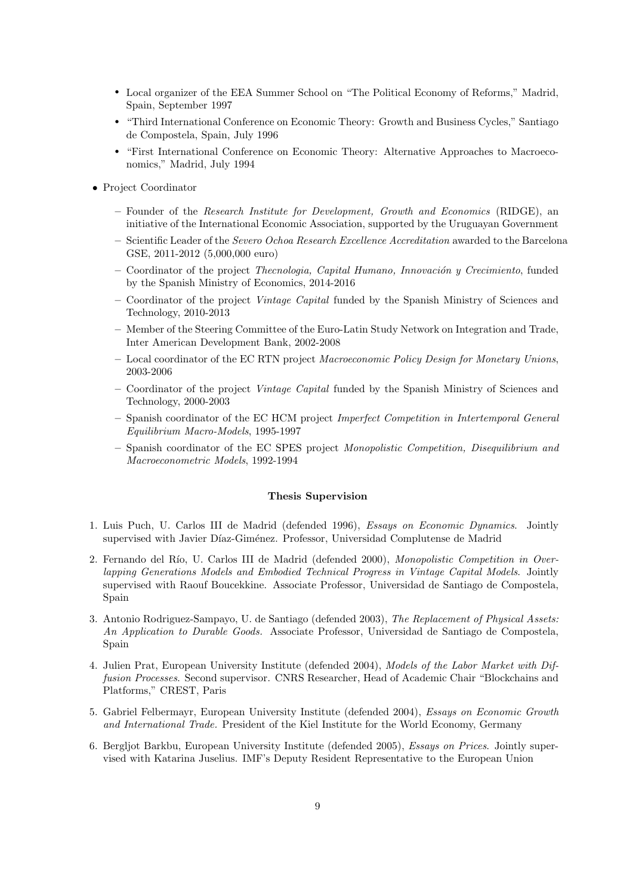- Local organizer of the EEA Summer School on "The Political Economy of Reforms," Madrid, Spain, September 1997
    - "Third International Conference on Economic Theory: Growth and Business Cycles," Santiago de Compostela, Spain, July 1996
    - "First International Conference on Economic Theory: Alternative Approaches to Macroeconomics," Madrid, July 1994

- Project Coordinator
  - Founder of the *Research Institute for Development, Growth and Economics* (RIDGE), an initiative of the International Economic Association, supported by the Uruguayan Government
  - Scientific Leader of the *Severo Ochoa Research Excellence Accreditation* awarded to the Barcelona GSE, 2011-2012 (5,000,000 euro)
  - Coordinator of the project *Thecnologia, Capital Humano, Innovación y Crecimiento*, funded by the Spanish Ministry of Economics, 2014-2016
  - Coordinator of the project *Vintage Capital* funded by the Spanish Ministry of Sciences and Technology, 2010-2013
  - Member of the Steering Committee of the Euro-Latin Study Network on Integration and Trade, Inter American Development Bank, 2002-2008
  - Local coordinator of the EC RTN project *Macroeconomic Policy Design for Monetary Unions*, 2003-2006
  - Coordinator of the project *Vintage Capital* funded by the Spanish Ministry of Sciences and Technology, 2000-2003
  - Spanish coordinator of the EC HCM project *Imperfect Competition in Intertemporal General Equilibrium Macro-Models*, 1995-1997
  - Spanish coordinator of the EC SPES project *Monopolistic Competition, Disequilibrium and Macroeconometric Models*, 1992-1994

**Thesis Supervision**

1. Luis Puch, U. Carlos III de Madrid (defended 1996), *Essays on Economic Dynamics*. Jointly supervised with Javier Díaz-Giménez. Professor, Universidad Complutense de Madrid
2. Fernando del Río, U. Carlos III de Madrid (defended 2000), *Monopolistic Competition in Overlapping Generations Models and Embodied Technical Progress in Vintage Capital Models*. Jointly supervised with Raouf Boucekkine. Associate Professor, Universidad de Santiago de Compostela, Spain
3. Antonio Rodriguez-Sampayo, U. de Santiago (defended 2003), *The Replacement of Physical Assets: An Application to Durable Goods.* Associate Professor, Universidad de Santiago de Compostela, Spain
4. Julien Prat, European University Institute (defended 2004), *Models of the Labor Market with Diffusion Processes*. Second supervisor. CNRS Researcher, Head of Academic Chair "Blockchains and Platforms," CREST, Paris
5. Gabriel Felbermayr, European University Institute (defended 2004), *Essays on Economic Growth and International Trade.* President of the Kiel Institute for the World Economy, Germany
6. Bergljot Barkbu, European University Institute (defended 2005), *Essays on Prices*. Jointly supervised with Katarina Juselius. IMF's Deputy Resident Representative to the European Union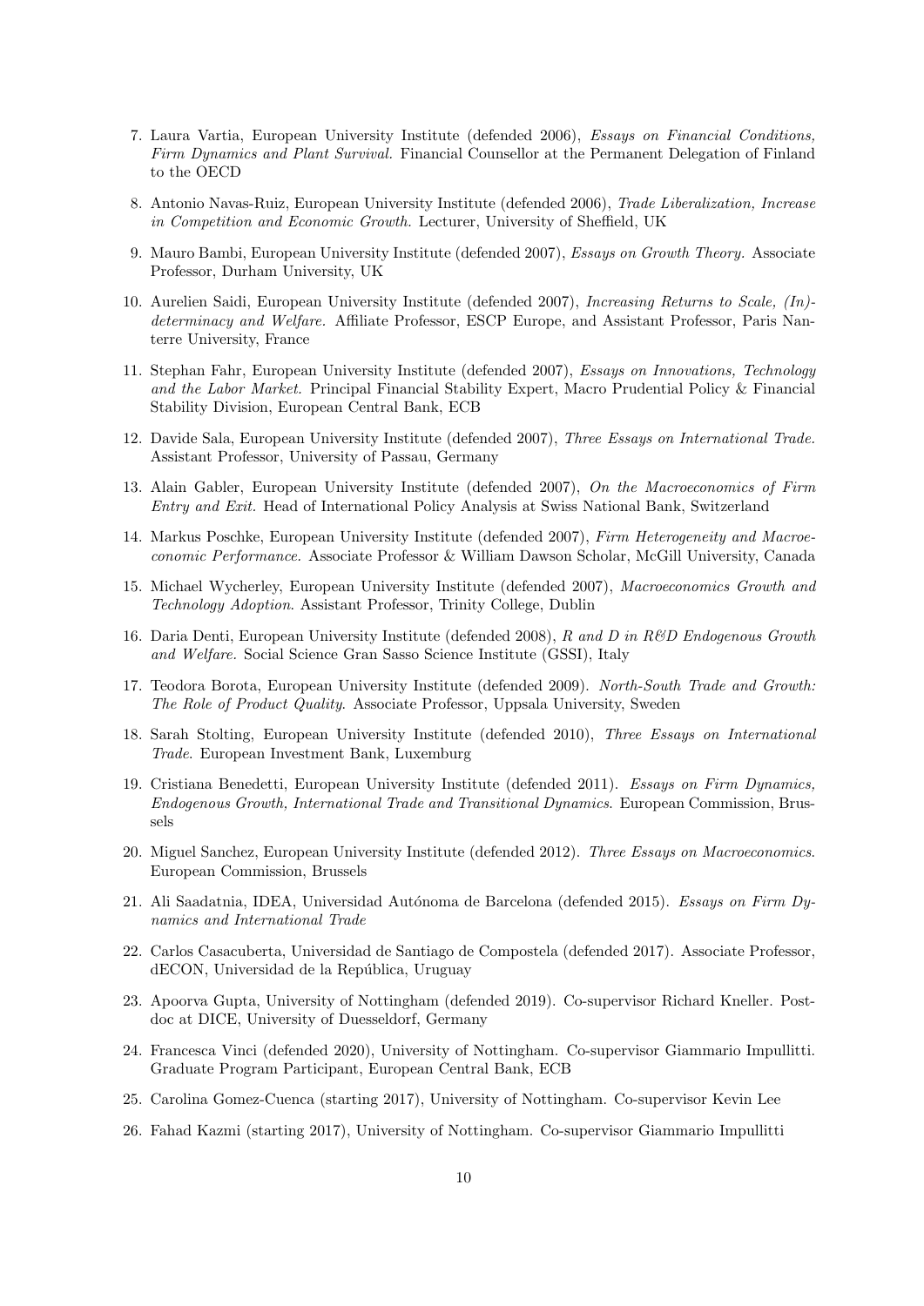7. Laura Vartia, European University Institute (defended 2006), *Essays on Financial Conditions, Firm Dynamics and Plant Survival.* Financial Counsellor at the Permanent Delegation of Finland to the OECD

8. Antonio Navas-Ruiz, European University Institute (defended 2006), *Trade Liberalization, Increase in Competition and Economic Growth.* Lecturer, University of Sheffield, UK

9. Mauro Bambi, European University Institute (defended 2007), *Essays on Growth Theory.* Associate Professor, Durham University, UK

10. Aurelien Saidi, European University Institute (defended 2007), *Increasing Returns to Scale, (In)-determinacy and Welfare.* Affiliate Professor, ESCP Europe, and Assistant Professor, Paris Nanterre University, France

11. Stephan Fahr, European University Institute (defended 2007), *Essays on Innovations, Technology and the Labor Market.* Principal Financial Stability Expert, Macro Prudential Policy & Financial Stability Division, European Central Bank, ECB

12. Davide Sala, European University Institute (defended 2007), *Three Essays on International Trade.* Assistant Professor, University of Passau, Germany

13. Alain Gabler, European University Institute (defended 2007), *On the Macroeconomics of Firm Entry and Exit.* Head of International Policy Analysis at Swiss National Bank, Switzerland

14. Markus Poschke, European University Institute (defended 2007), *Firm Heterogeneity and Macroeconomic Performance.* Associate Professor & William Dawson Scholar, McGill University, Canada

15. Michael Wycherley, European University Institute (defended 2007), *Macroeconomics Growth and Technology Adoption*. Assistant Professor, Trinity College, Dublin

16. Daria Denti, European University Institute (defended 2008), *R and D in R&D Endogenous Growth and Welfare.* Social Science Gran Sasso Science Institute (GSSI), Italy

17. Teodora Borota, European University Institute (defended 2009). *North-South Trade and Growth: The Role of Product Quality*. Associate Professor, Uppsala University, Sweden

18. Sarah Stolting, European University Institute (defended 2010), *Three Essays on International Trade*. European Investment Bank, Luxemburg

19. Cristiana Benedetti, European University Institute (defended 2011). *Essays on Firm Dynamics, Endogenous Growth, International Trade and Transitional Dynamics*. European Commission, Brussels

20. Miguel Sanchez, European University Institute (defended 2012). *Three Essays on Macroeconomics*. European Commission, Brussels

21. Ali Saadatnia, IDEA, Universidad Autónoma de Barcelona (defended 2015). *Essays on Firm Dynamics and International Trade*

22. Carlos Casacuberta, Universidad de Santiago de Compostela (defended 2017). Associate Professor, dECON, Universidad de la República, Uruguay

23. Apoorva Gupta, University of Nottingham (defended 2019). Co-supervisor Richard Kneller. Postdoc at DICE, University of Duesseldorf, Germany

24. Francesca Vinci (defended 2020), University of Nottingham. Co-supervisor Giammario Impullitti. Graduate Program Participant, European Central Bank, ECB

25. Carolina Gomez-Cuenca (starting 2017), University of Nottingham. Co-supervisor Kevin Lee

26. Fahad Kazmi (starting 2017), University of Nottingham. Co-supervisor Giammario Impullitti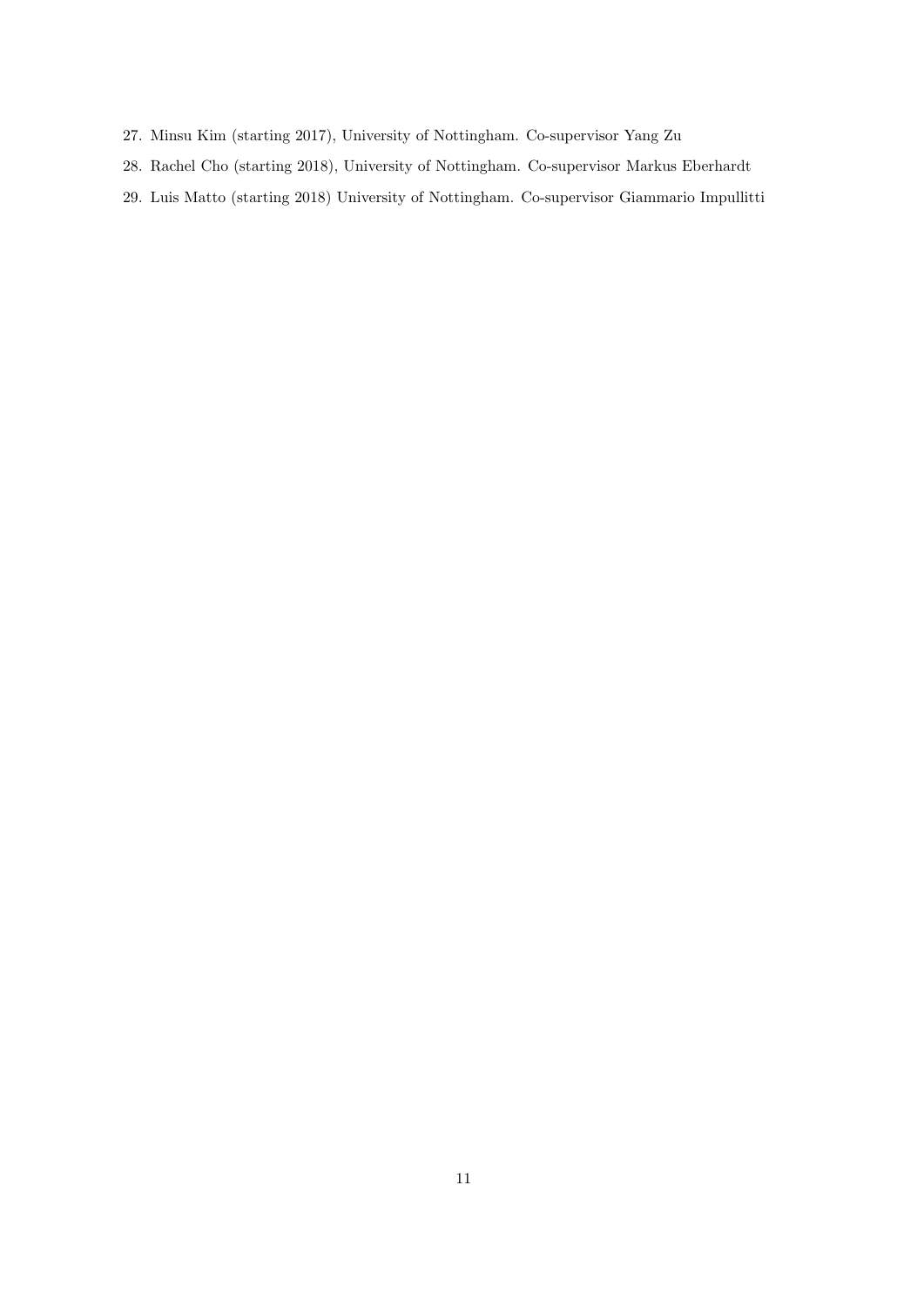27. Minsu Kim (starting 2017), University of Nottingham. Co-supervisor Yang Zu
28. Rachel Cho (starting 2018), University of Nottingham. Co-supervisor Markus Eberhardt
29. Luis Matto (starting 2018) University of Nottingham. Co-supervisor Giammario Impullitti